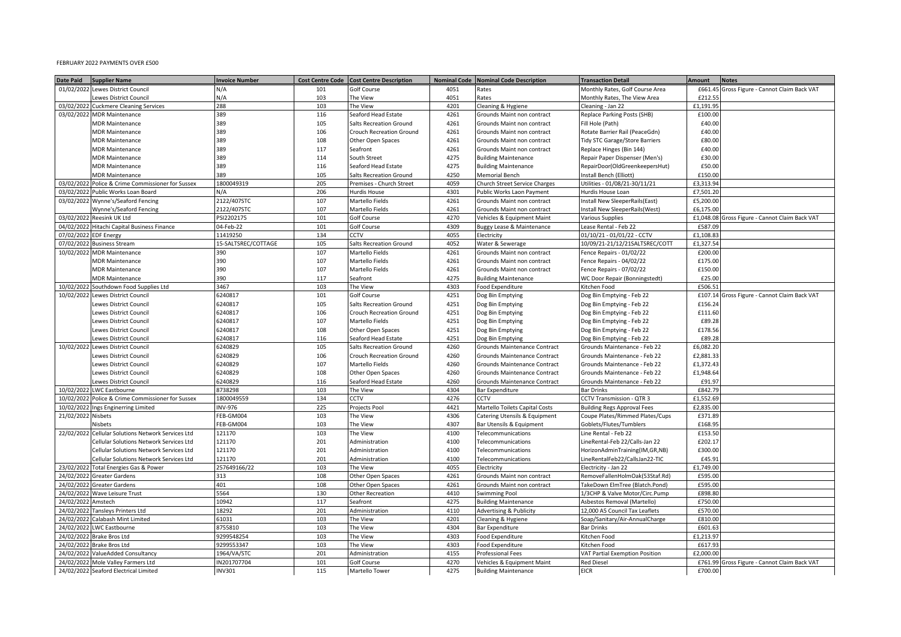FEBRUARY 2022 PAYMENTS OVER £500

| Date Paid | Supplier Name | Invoice Number | Cost Centre Code | Cost Centre Description | Nominal Code | Nominal Code Description | Transaction Detail | Amount | Notes |
|---|---|---|---|---|---|---|---|---|---|
| 01/02/2022 | Lewes District Council | N/A | 101 | Golf Course | 4051 | Rates | Monthly Rates, Golf Course Area | £661.45 | Gross Figure - Cannot Claim Back VAT |
| | Lewes District Council | N/A | 103 | The View | 4051 | Rates | Monthly Rates, The View Area | £212.55 | |
| 03/02/2022 | Cuckmere Cleaning Services | 288 | 103 | The View | 4201 | Cleaning & Hygiene | Cleaning - Jan 22 | £1,191.95 | |
| 03/02/2022 | MDR Maintenance | 389 | 116 | Seaford Head Estate | 4261 | Grounds Maint non contract | Replace Parking Posts (SHB) | £100.00 | |
| | MDR Maintenance | 389 | 105 | Salts Recreation Ground | 4261 | Grounds Maint non contract | Fill Hole (Path) | £40.00 | |
| | MDR Maintenance | 389 | 106 | Crouch Recreation Ground | 4261 | Grounds Maint non contract | Rotate Barrier Rail (PeaceGdn) | £40.00 | |
| | MDR Maintenance | 389 | 108 | Other Open Spaces | 4261 | Grounds Maint non contract | Tidy STC Garage/Store Barriers | £80.00 | |
| | MDR Maintenance | 389 | 117 | Seafront | 4261 | Grounds Maint non contract | Replace Hinges (Bin 144) | £40.00 | |
| | MDR Maintenance | 389 | 114 | South Street | 4275 | Building Maintenance | Repair Paper Dispenser (Men's) | £30.00 | |
| | MDR Maintenance | 389 | 116 | Seaford Head Estate | 4275 | Building Maintenance | RepairDoor(OldGreenkeepersHut) | £50.00 | |
| | MDR Maintenance | 389 | 105 | Salts Recreation Ground | 4250 | Memorial Bench | Install Bench (Elliott) | £150.00 | |
| 03/02/2022 | Police & Crime Commissioner for Sussex | 1800049319 | 205 | Premises - Church Street | 4059 | Church Street Service Charges | Utilities - 01/08/21-30/11/21 | £3,313.94 | |
| 03/02/2022 | Public Works Loan Board | N/A | 206 | Hurdis House | 4301 | Public Works Laon Payment | Hurdis House Loan | £7,501.20 | |
| 03/02/2022 | Wynne's/Seaford Fencing | 2122/407STC | 107 | Martello Fields | 4261 | Grounds Maint non contract | Install New SleeperRails(East) | £5,200.00 | |
| | Wynne's/Seaford Fencing | 2122/407STC | 107 | Martello Fields | 4261 | Grounds Maint non contract | Install New SleeperRails(West) | £6,175.00 | |
| 03/02/2022 | Reesink UK Ltd | PSI2202175 | 101 | Golf Course | 4270 | Vehicles & Equipment Maint | Various Supplies | £1,048.08 | Gross Figure - Cannot Claim Back VAT |
| 04/02/2022 | Hitachi Capital Business Finance | 04-Feb-22 | 101 | Golf Course | 4309 | Buggy Lease & Maintenance | Lease Rental - Feb 22 | £587.09 | |
| 07/02/2022 | EDF Energy | 11419250 | 134 | CCTV | 4055 | Electricity | 01/10/21 - 01/01/22 - CCTV | £1,108.83 | |
| 07/02/2022 | Business Stream | 15-SALTSREC/COTTAGE | 105 | Salts Recreation Ground | 4052 | Water & Sewerage | 10/09/21-21/12/21SALTSREC/COTT | £1,327.54 | |
| 10/02/2022 | MDR Maintenance | 390 | 107 | Martello Fields | 4261 | Grounds Maint non contract | Fence Repairs - 01/02/22 | £200.00 | |
| | MDR Maintenance | 390 | 107 | Martello Fields | 4261 | Grounds Maint non contract | Fence Repairs - 04/02/22 | £175.00 | |
| | MDR Maintenance | 390 | 107 | Martello Fields | 4261 | Grounds Maint non contract | Fence Repairs - 07/02/22 | £150.00 | |
| | MDR Maintenance | 390 | 117 | Seafront | 4275 | Building Maintenance | WC Door Repair (Bonningstedt) | £25.00 | |
| 10/02/2022 | Southdown Food Supplies Ltd | 3467 | 103 | The View | 4303 | Food Expenditure | Kitchen Food | £506.51 | |
| 10/02/2022 | Lewes District Council | 6240817 | 101 | Golf Course | 4251 | Dog Bin Emptying | Dog Bin Emptying - Feb 22 | £107.14 | Gross Figure - Cannot Claim Back VAT |
| | Lewes District Council | 6240817 | 105 | Salts Recreation Ground | 4251 | Dog Bin Emptying | Dog Bin Emptying - Feb 22 | £156.24 | |
| | Lewes District Council | 6240817 | 106 | Crouch Recreation Ground | 4251 | Dog Bin Emptying | Dog Bin Emptying - Feb 22 | £111.60 | |
| | Lewes District Council | 6240817 | 107 | Martello Fields | 4251 | Dog Bin Emptying | Dog Bin Emptying - Feb 22 | £89.28 | |
| | Lewes District Council | 6240817 | 108 | Other Open Spaces | 4251 | Dog Bin Emptying | Dog Bin Emptying - Feb 22 | £178.56 | |
| | Lewes District Council | 6240817 | 116 | Seaford Head Estate | 4251 | Dog Bin Emptying | Dog Bin Emptying - Feb 22 | £89.28 | |
| 10/02/2022 | Lewes District Council | 6240829 | 105 | Salts Recreation Ground | 4260 | Grounds Maintenance Contract | Grounds Maintenance - Feb 22 | £6,082.20 | |
| | Lewes District Council | 6240829 | 106 | Crouch Recreation Ground | 4260 | Grounds Maintenance Contract | Grounds Maintenance - Feb 22 | £2,881.33 | |
| | Lewes District Council | 6240829 | 107 | Martello Fields | 4260 | Grounds Maintenance Contract | Grounds Maintenance - Feb 22 | £1,372.43 | |
| | Lewes District Council | 6240829 | 108 | Other Open Spaces | 4260 | Grounds Maintenance Contract | Grounds Maintenance - Feb 22 | £1,948.64 | |
| | Lewes District Council | 6240829 | 116 | Seaford Head Estate | 4260 | Grounds Maintenance Contract | Grounds Maintenance - Feb 22 | £91.97 | |
| 10/02/2022 | LWC Eastbourne | 8738298 | 103 | The View | 4304 | Bar Expenditure | Bar Drinks | £842.79 | |
| 10/02/2022 | Police & Crime Commissioner for Sussex | 1800049559 | 134 | CCTV | 4276 | CCTV | CCTV Transmission - QTR 3 | £1,552.69 | |
| 10/02/2022 | Ings Enginerring Limited | INV-976 | 225 | Projects Pool | 4421 | Martello Toilets Capital Costs | Building Regs Approval Fees | £2,835.00 | |
| 21/02/2022 | Nisbets | FEB-GM004 | 103 | The View | 4306 | Catering Utensils & Equipment | Coupe Plates/Rimmed Plates/Cups | £371.89 | |
| | Nisbets | FEB-GM004 | 103 | The View | 4307 | Bar Utensils & Equipment | Goblets/Flutes/Tumblers | £168.95 | |
| 22/02/2022 | Cellular Solutions Network Services Ltd | 121170 | 103 | The View | 4100 | Telecommunications | Line Rental - Feb 22 | £153.50 | |
| | Cellular Solutions Network Services Ltd | 121170 | 201 | Administration | 4100 | Telecommunications | LineRental-Feb 22/Calls-Jan 22 | £202.17 | |
| | Cellular Solutions Network Services Ltd | 121170 | 201 | Administration | 4100 | Telecommunications | HorizonAdminTraining(IM,GR,NB) | £300.00 | |
| | Cellular Solutions Network Services Ltd | 121170 | 201 | Administration | 4100 | Telecommunications | LineRentalFeb22/CallsJan22-TIC | £45.91 | |
| 23/02/2022 | Total Energies Gas & Power | 257649166/22 | 103 | The View | 4055 | Electricity | Electricity - Jan 22 | £1,749.00 | |
| 24/02/2022 | Greater Gardens | 313 | 108 | Other Open Spaces | 4261 | Grounds Maint non contract | RemoveFallenHolmOak(53Staf.Rd) | £595.00 | |
| 24/02/2022 | Greater Gardens | 401 | 108 | Other Open Spaces | 4261 | Grounds Maint non contract | TakeDown ElmTree (Blatch.Pond) | £595.00 | |
| 24/02/2022 | Wave Leisure Trust | 5564 | 130 | Other Recreation | 4410 | Swimming Pool | 1/3CHP & Valve Motor/Circ.Pump | £898.80 | |
| 24/02/2022 | Amstech | 10942 | 117 | Seafront | 4275 | Building Maintenance | Asbestos Removal (Martello) | £750.00 | |
| 24/02/2022 | Tansleys Printers Ltd | 18292 | 201 | Administration | 4110 | Advertising & Publicity | 12,000 A5 Council Tax Leaflets | £570.00 | |
| 24/02/2022 | Calabash Mint Limited | 61031 | 103 | The View | 4201 | Cleaning & Hygiene | Soap/Sanitary/Air-AnnualCharge | £810.00 | |
| 24/02/2022 | LWC Eastbourne | 8755810 | 103 | The View | 4304 | Bar Expenditure | Bar Drinks | £601.63 | |
| 24/02/2022 | Brake Bros Ltd | 9299548254 | 103 | The View | 4303 | Food Expenditure | Kitchen Food | £1,213.97 | |
| 24/02/2022 | Brake Bros Ltd | 9299553347 | 103 | The View | 4303 | Food Expenditure | Kitchen Food | £617.93 | |
| 24/02/2022 | ValueAdded Consultancy | 1964/VA/STC | 201 | Administration | 4155 | Professional Fees | VAT Partial Exemption Position | £2,000.00 | |
| 24/02/2022 | Mole Valley Farmers Ltd | IN201707704 | 101 | Golf Course | 4270 | Vehicles & Equipment Maint | Red Diesel | £761.99 | Gross Figure - Cannot Claim Back VAT |
| 24/02/2022 | Seaford Electrical Limited | INV301 | 115 | Martello Tower | 4275 | Building Maintenance | EICR | £700.00 | |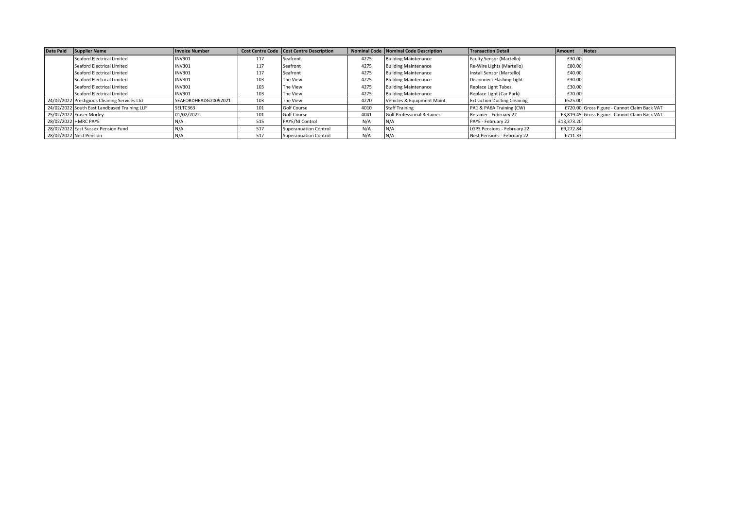| Date Paid | Supplier Name | Invoice Number | Cost Centre Code | Cost Centre Description | Nominal Code | Nominal Code Description | Transaction Detail | Amount | Notes |
|---|---|---|---|---|---|---|---|---|---|
| | Seaford Electrical Limited | INV301 | 117 | Seafront | 4275 | Building Maintenance | Faulty Sensor (Martello) | £30.00 | |
| | Seaford Electrical Limited | INV301 | 117 | Seafront | 4275 | Building Maintenance | Re-Wire Lights (Martello) | £80.00 | |
| | Seaford Electrical Limited | INV301 | 117 | Seafront | 4275 | Building Maintenance | Install Sensor (Martello) | £40.00 | |
| | Seaford Electrical Limited | INV301 | 103 | The View | 4275 | Building Maintenance | Disconnect Flashing Light | £30.00 | |
| | Seaford Electrical Limited | INV301 | 103 | The View | 4275 | Building Maintenance | Replace Light Tubes | £30.00 | |
| | Seaford Electrical Limited | INV301 | 103 | The View | 4275 | Building Maintenance | Replace Light (Car Park) | £70.00 | |
| 24/02/2022 | Prestigious Cleaning Services Ltd | SEAFORDHEADG20092021 | 103 | The View | 4270 | Vehicles & Equipment Maint | Extraction Ducting Cleaning | £525.00 | |
| 24/02/2022 | South East Landbased Training LLP | SELTC363 | 101 | Golf Course | 4010 | Staff Training | PA1 & PA6A Training (CW) | £720.00 | Gross Figure - Cannot Claim Back VAT |
| 25/02/2022 | Fraser Morley | 01/02/2022 | 101 | Golf Course | 4041 | Golf Professional Retainer | Retainer - February 22 | £3,819.45 | Gross Figure - Cannot Claim Back VAT |
| 28/02/2022 | HMRC PAYE | N/A | 515 | PAYE/NI Control | N/A | N/A | PAYE - February 22 | £13,373.20 | |
| 28/02/2022 | East Sussex Pension Fund | N/A | 517 | Superanuation Control | N/A | N/A | LGPS Pensions - February 22 | £9,272.84 | |
| 28/02/2022 | Nest Pension | N/A | 517 | Superanuation Control | N/A | N/A | Nest Pensions - February 22 | £711.33 | |